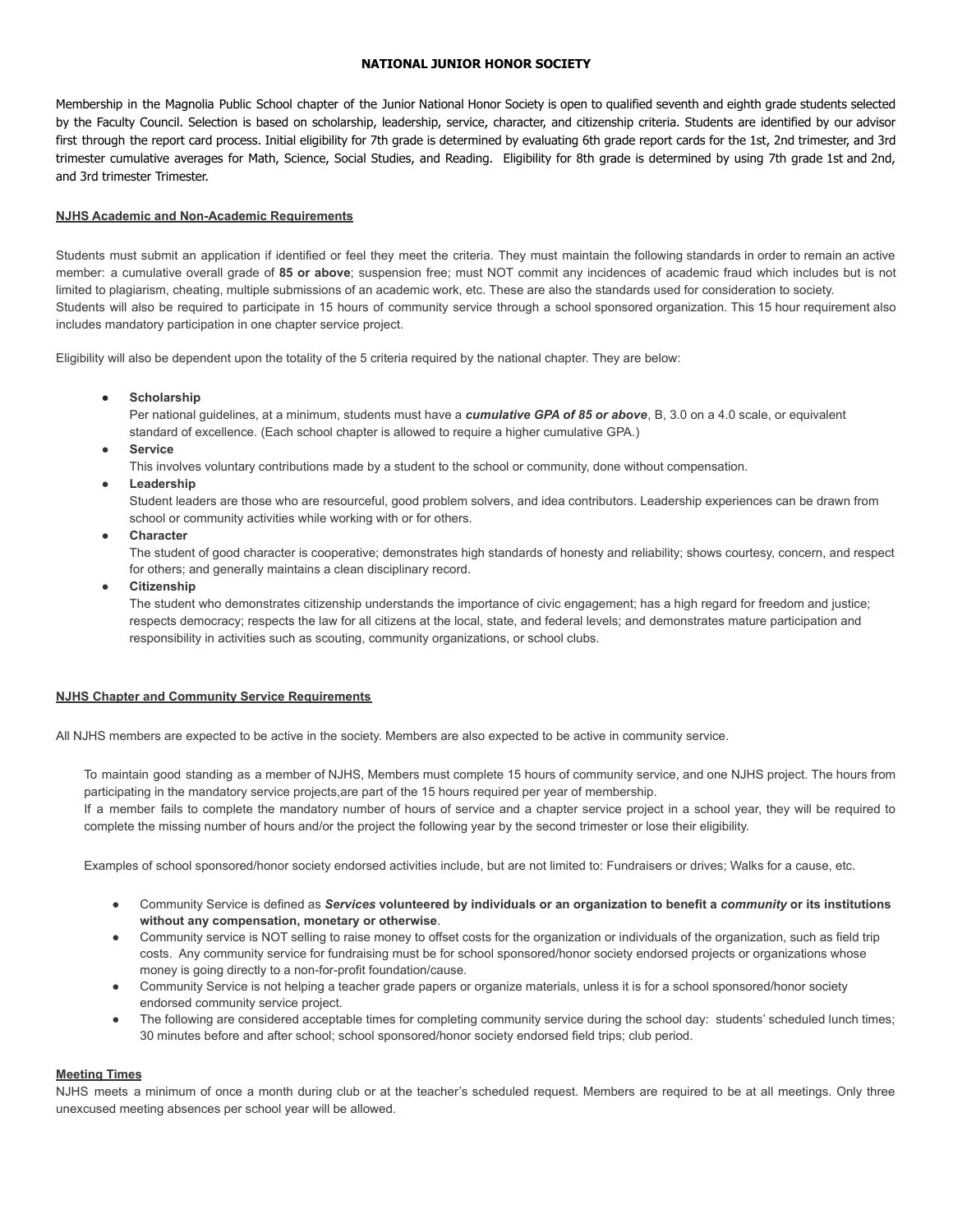# NATIONAL JUNIOR HONOR SOCIETY

Membership in the Magnolia Public School chapter of the Junior National Honor Society is open to qualified seventh and eighth grade students selected by the Faculty Council. Selection is based on scholarship, leadership, service, character, and citizenship criteria. Students are identified by our advisor first through the report card process. Initial eligibility for 7th grade is determined by evaluating 6th grade report cards for the 1st, 2nd trimester, and 3rd trimester cumulative averages for Math, Science, Social Studies, and Reading. Eligibility for 8th grade is determined by using 7th grade 1st and 2nd, and 3rd trimester Trimester.

## NJHS Academic and Non-Academic Requirements

Students must submit an application if identified or feel they meet the criteria. They must maintain the following standards in order to remain an active member: a cumulative overall grade of **85 or above**; suspension free; must NOT commit any incidences of academic fraud which includes but is not limited to plagiarism, cheating, multiple submissions of an academic work, etc. These are also the standards used for consideration to society.
Students will also be required to participate in 15 hours of community service through a school sponsored organization. This 15 hour requirement also includes mandatory participation in one chapter service project.

Eligibility will also be dependent upon the totality of the 5 criteria required by the national chapter. They are below:

- **Scholarship**
  Per national guidelines, at a minimum, students must have a ***cumulative GPA of 85 or above***, B, 3.0 on a 4.0 scale, or equivalent standard of excellence. (Each school chapter is allowed to require a higher cumulative GPA.)
- **Service**
  This involves voluntary contributions made by a student to the school or community, done without compensation.
- **Leadership**
  Student leaders are those who are resourceful, good problem solvers, and idea contributors. Leadership experiences can be drawn from school or community activities while working with or for others.
- **Character**
  The student of good character is cooperative; demonstrates high standards of honesty and reliability; shows courtesy, concern, and respect for others; and generally maintains a clean disciplinary record.
- **Citizenship**
  The student who demonstrates citizenship understands the importance of civic engagement; has a high regard for freedom and justice; respects democracy; respects the law for all citizens at the local, state, and federal levels; and demonstrates mature participation and responsibility in activities such as scouting, community organizations, or school clubs.

## NJHS Chapter and Community Service Requirements

All NJHS members are expected to be active in the society. Members are also expected to be active in community service.

To maintain good standing as a member of NJHS, Members must complete 15 hours of community service, and one NJHS project. The hours from participating in the mandatory service projects,are part of the 15 hours required per year of membership.
If a member fails to complete the mandatory number of hours of service and a chapter service project in a school year, they will be required to complete the missing number of hours and/or the project the following year by the second trimester or lose their eligibility.

Examples of school sponsored/honor society endorsed activities include, but are not limited to: Fundraisers or drives; Walks for a cause, etc.

- Community Service is defined as ***Services*** **volunteered by individuals or an organization to benefit a** ***community*** **or its institutions without any compensation, monetary or otherwise**.
- Community service is NOT selling to raise money to offset costs for the organization or individuals of the organization, such as field trip costs. Any community service for fundraising must be for school sponsored/honor society endorsed projects or organizations whose money is going directly to a non-for-profit foundation/cause.
- Community Service is not helping a teacher grade papers or organize materials, unless it is for a school sponsored/honor society endorsed community service project.
- The following are considered acceptable times for completing community service during the school day: students' scheduled lunch times; 30 minutes before and after school; school sponsored/honor society endorsed field trips; club period.

## Meeting Times

NJHS meets a minimum of once a month during club or at the teacher's scheduled request. Members are required to be at all meetings. Only three unexcused meeting absences per school year will be allowed.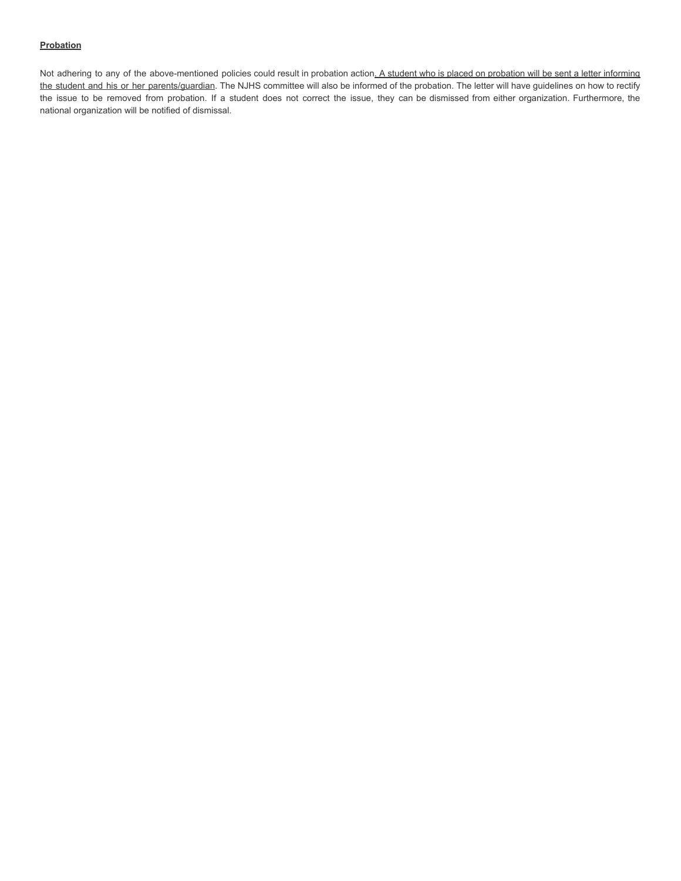**Probation**

Not adhering to any of the above-mentioned policies could result in probation action. A student who is placed on probation will be sent a letter informing the student and his or her parents/guardian. The NJHS committee will also be informed of the probation. The letter will have guidelines on how to rectify the issue to be removed from probation. If a student does not correct the issue, they can be dismissed from either organization. Furthermore, the national organization will be notified of dismissal.